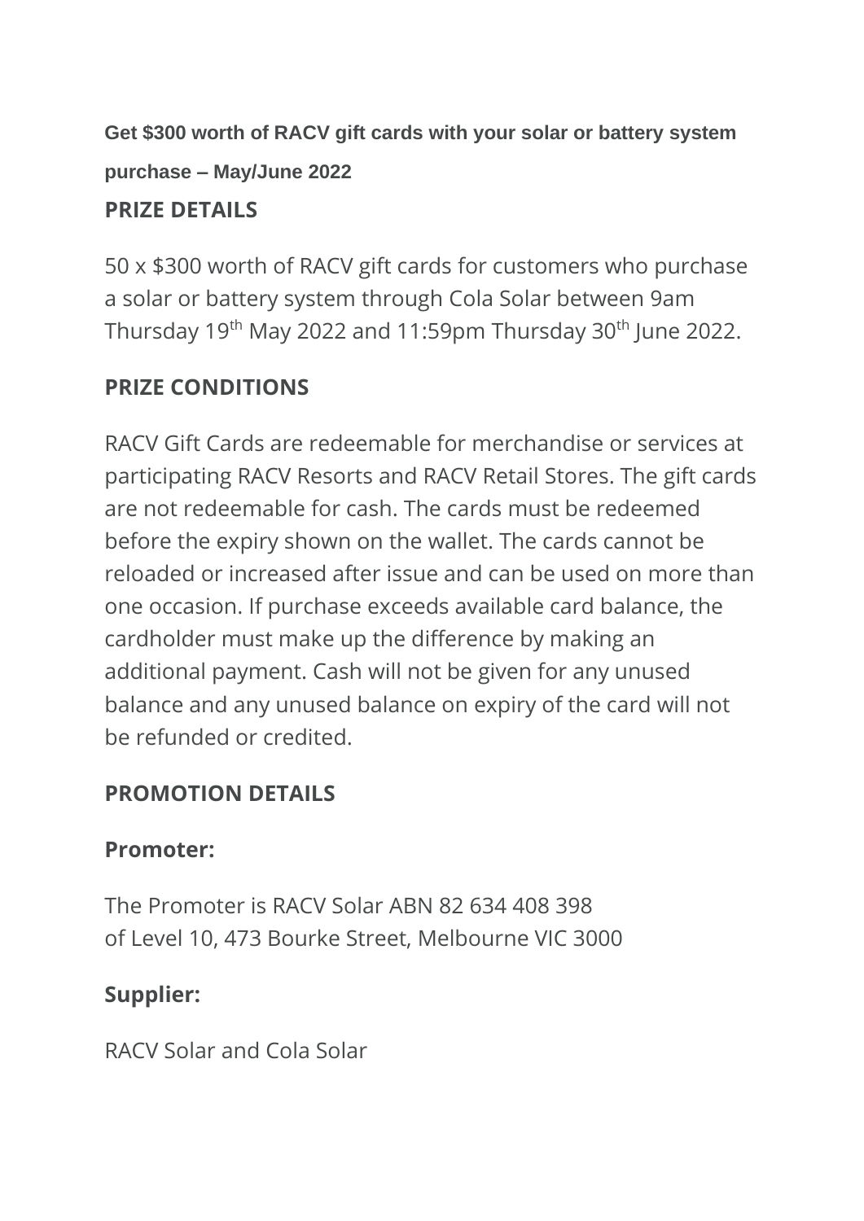**Get $300 worth of RACV gift cards with your solar or battery system purchase – May/June 2022**

## PRIZE DETAILS

50 x $300 worth of RACV gift cards for customers who purchase a solar or battery system through Cola Solar between 9am Thursday 19th May 2022 and 11:59pm Thursday 30th June 2022.

## PRIZE CONDITIONS

RACV Gift Cards are redeemable for merchandise or services at participating RACV Resorts and RACV Retail Stores. The gift cards are not redeemable for cash. The cards must be redeemed before the expiry shown on the wallet. The cards cannot be reloaded or increased after issue and can be used on more than one occasion. If purchase exceeds available card balance, the cardholder must make up the difference by making an additional payment. Cash will not be given for any unused balance and any unused balance on expiry of the card will not be refunded or credited.

## PROMOTION DETAILS

### Promoter:

The Promoter is RACV Solar ABN 82 634 408 398
of Level 10, 473 Bourke Street, Melbourne VIC 3000

### Supplier:

RACV Solar and Cola Solar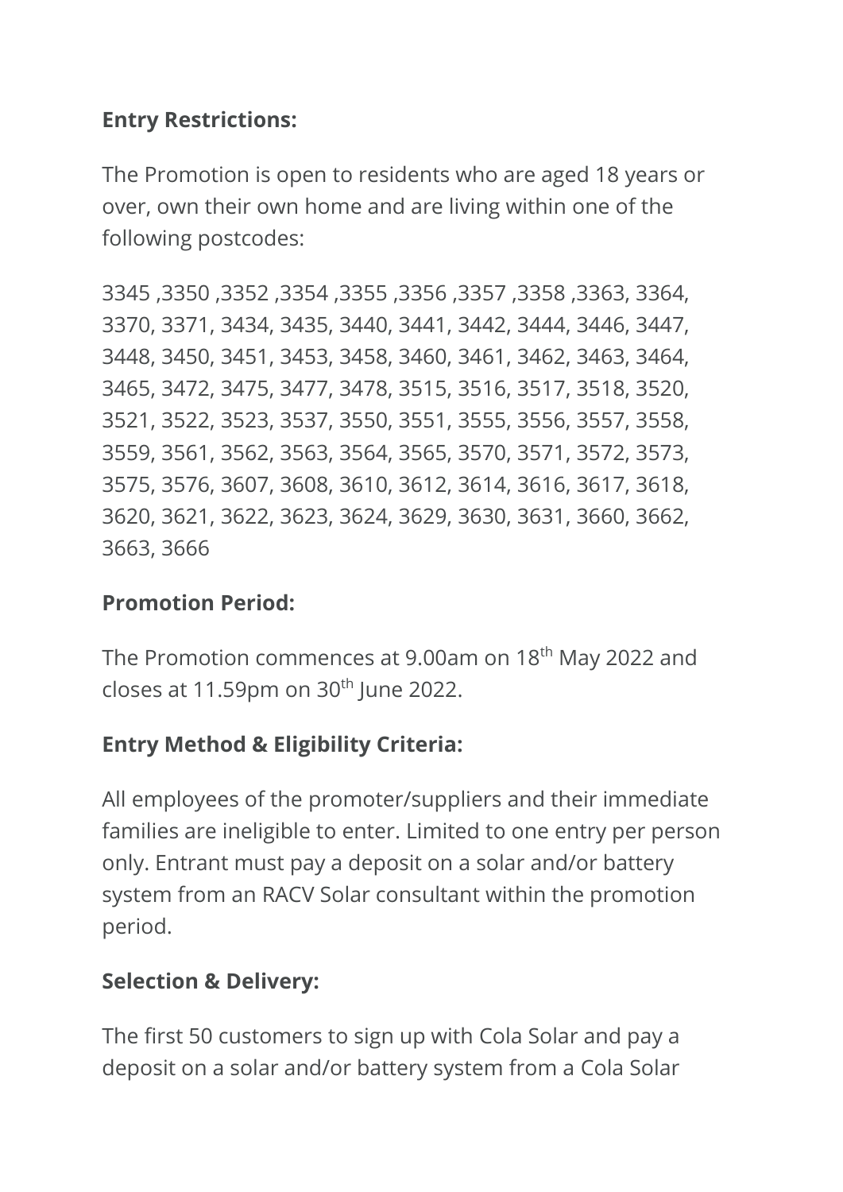**Entry Restrictions:**

The Promotion is open to residents who are aged 18 years or over, own their own home and are living within one of the following postcodes:

3345 ,3350 ,3352 ,3354 ,3355 ,3356 ,3357 ,3358 ,3363, 3364, 3370, 3371, 3434, 3435, 3440, 3441, 3442, 3444, 3446, 3447, 3448, 3450, 3451, 3453, 3458, 3460, 3461, 3462, 3463, 3464, 3465, 3472, 3475, 3477, 3478, 3515, 3516, 3517, 3518, 3520, 3521, 3522, 3523, 3537, 3550, 3551, 3555, 3556, 3557, 3558, 3559, 3561, 3562, 3563, 3564, 3565, 3570, 3571, 3572, 3573, 3575, 3576, 3607, 3608, 3610, 3612, 3614, 3616, 3617, 3618, 3620, 3621, 3622, 3623, 3624, 3629, 3630, 3631, 3660, 3662, 3663, 3666

**Promotion Period:**

The Promotion commences at 9.00am on 18th May 2022 and closes at 11.59pm on 30th June 2022.

**Entry Method & Eligibility Criteria:**

All employees of the promoter/suppliers and their immediate families are ineligible to enter. Limited to one entry per person only. Entrant must pay a deposit on a solar and/or battery system from an RACV Solar consultant within the promotion period.

**Selection & Delivery:**

The first 50 customers to sign up with Cola Solar and pay a deposit on a solar and/or battery system from a Cola Solar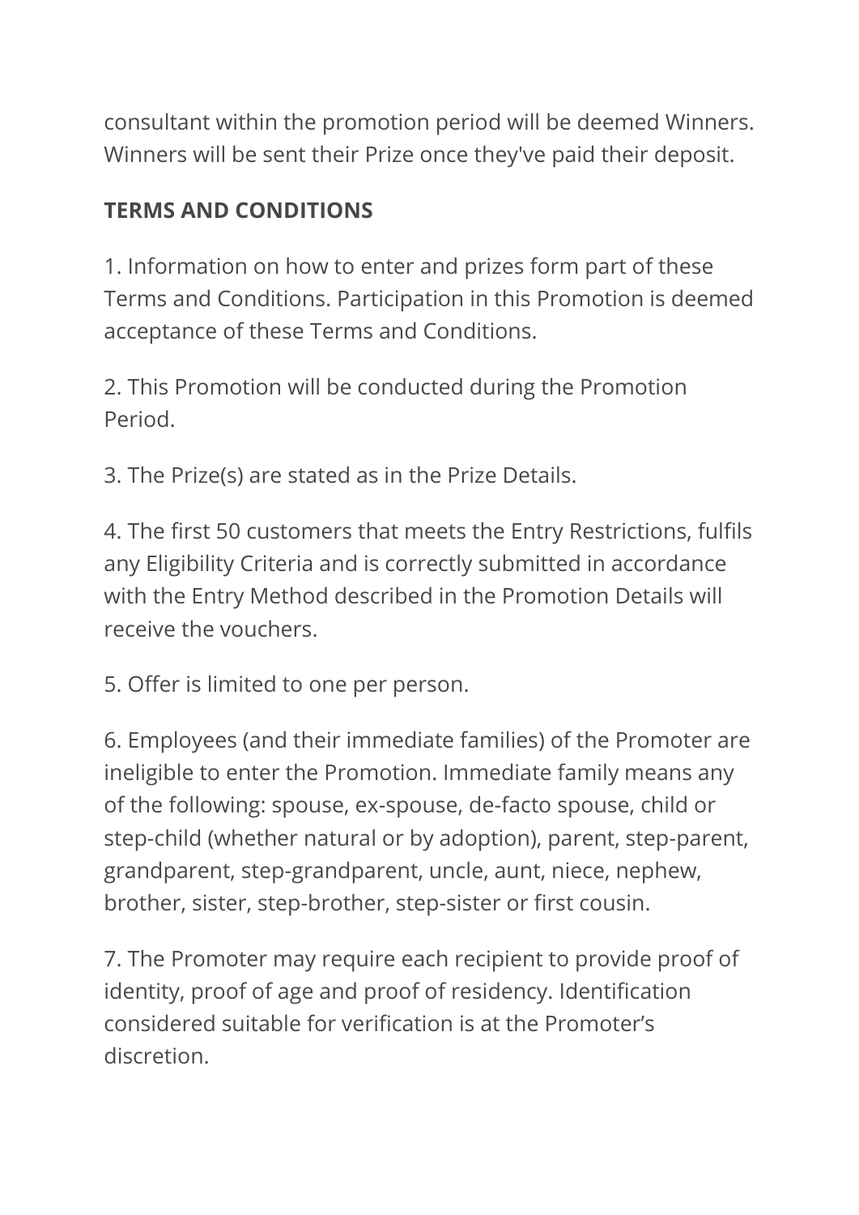consultant within the promotion period will be deemed Winners. Winners will be sent their Prize once they've paid their deposit.

**TERMS AND CONDITIONS**

1. Information on how to enter and prizes form part of these Terms and Conditions. Participation in this Promotion is deemed acceptance of these Terms and Conditions.

2. This Promotion will be conducted during the Promotion Period.

3. The Prize(s) are stated as in the Prize Details.

4. The first 50 customers that meets the Entry Restrictions, fulfils any Eligibility Criteria and is correctly submitted in accordance with the Entry Method described in the Promotion Details will receive the vouchers.

5. Offer is limited to one per person.

6. Employees (and their immediate families) of the Promoter are ineligible to enter the Promotion. Immediate family means any of the following: spouse, ex-spouse, de-facto spouse, child or step-child (whether natural or by adoption), parent, step-parent, grandparent, step-grandparent, uncle, aunt, niece, nephew, brother, sister, step-brother, step-sister or first cousin.

7. The Promoter may require each recipient to provide proof of identity, proof of age and proof of residency. Identification considered suitable for verification is at the Promoter's discretion.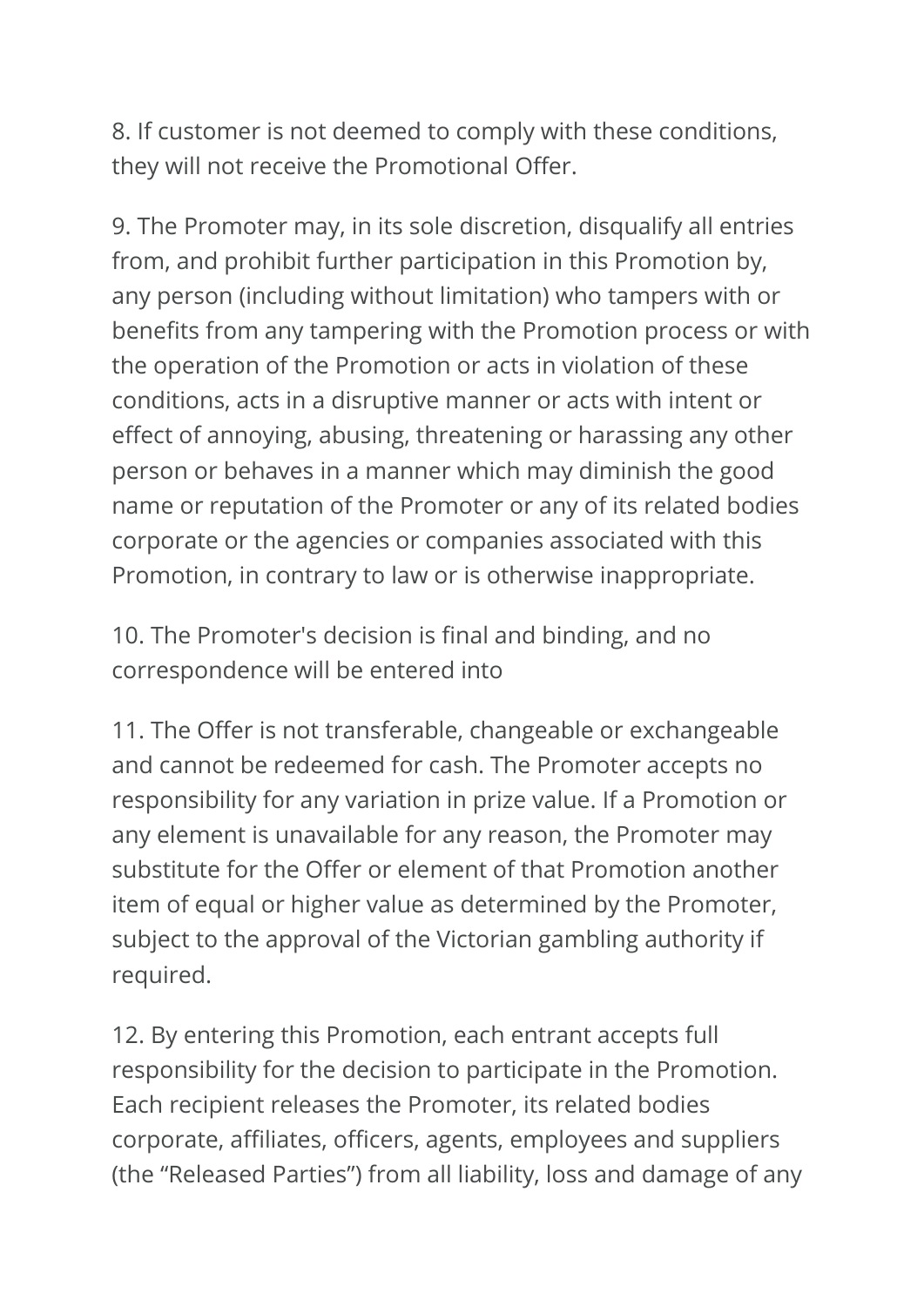8. If customer is not deemed to comply with these conditions, they will not receive the Promotional Offer.

9. The Promoter may, in its sole discretion, disqualify all entries from, and prohibit further participation in this Promotion by, any person (including without limitation) who tampers with or benefits from any tampering with the Promotion process or with the operation of the Promotion or acts in violation of these conditions, acts in a disruptive manner or acts with intent or effect of annoying, abusing, threatening or harassing any other person or behaves in a manner which may diminish the good name or reputation of the Promoter or any of its related bodies corporate or the agencies or companies associated with this Promotion, in contrary to law or is otherwise inappropriate.

10. The Promoter's decision is final and binding, and no correspondence will be entered into

11. The Offer is not transferable, changeable or exchangeable and cannot be redeemed for cash. The Promoter accepts no responsibility for any variation in prize value. If a Promotion or any element is unavailable for any reason, the Promoter may substitute for the Offer or element of that Promotion another item of equal or higher value as determined by the Promoter, subject to the approval of the Victorian gambling authority if required.

12. By entering this Promotion, each entrant accepts full responsibility for the decision to participate in the Promotion. Each recipient releases the Promoter, its related bodies corporate, affiliates, officers, agents, employees and suppliers (the "Released Parties") from all liability, loss and damage of any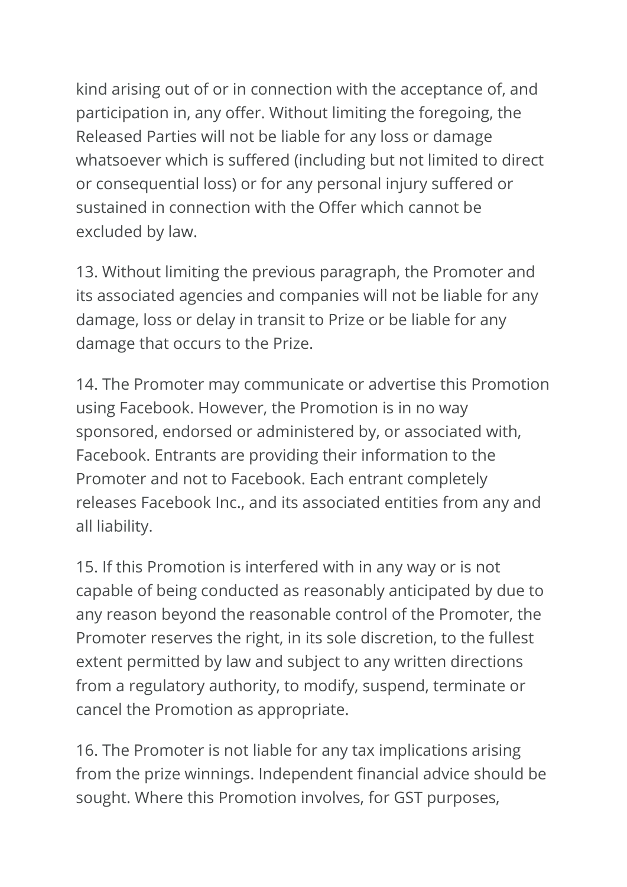kind arising out of or in connection with the acceptance of, and participation in, any offer. Without limiting the foregoing, the Released Parties will not be liable for any loss or damage whatsoever which is suffered (including but not limited to direct or consequential loss) or for any personal injury suffered or sustained in connection with the Offer which cannot be excluded by law.

13. Without limiting the previous paragraph, the Promoter and its associated agencies and companies will not be liable for any damage, loss or delay in transit to Prize or be liable for any damage that occurs to the Prize.

14. The Promoter may communicate or advertise this Promotion using Facebook. However, the Promotion is in no way sponsored, endorsed or administered by, or associated with, Facebook. Entrants are providing their information to the Promoter and not to Facebook. Each entrant completely releases Facebook Inc., and its associated entities from any and all liability.

15. If this Promotion is interfered with in any way or is not capable of being conducted as reasonably anticipated by due to any reason beyond the reasonable control of the Promoter, the Promoter reserves the right, in its sole discretion, to the fullest extent permitted by law and subject to any written directions from a regulatory authority, to modify, suspend, terminate or cancel the Promotion as appropriate.

16. The Promoter is not liable for any tax implications arising from the prize winnings. Independent financial advice should be sought. Where this Promotion involves, for GST purposes,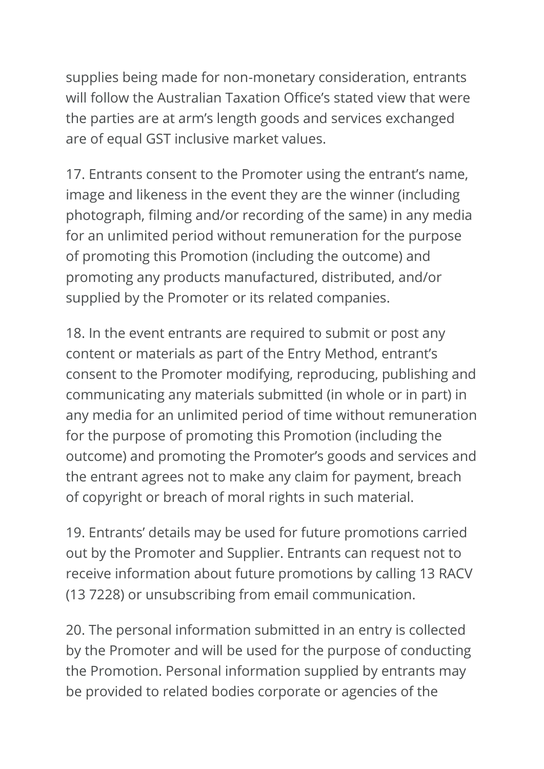supplies being made for non-monetary consideration, entrants will follow the Australian Taxation Office's stated view that were the parties are at arm's length goods and services exchanged are of equal GST inclusive market values.

17. Entrants consent to the Promoter using the entrant's name, image and likeness in the event they are the winner (including photograph, filming and/or recording of the same) in any media for an unlimited period without remuneration for the purpose of promoting this Promotion (including the outcome) and promoting any products manufactured, distributed, and/or supplied by the Promoter or its related companies.

18. In the event entrants are required to submit or post any content or materials as part of the Entry Method, entrant's consent to the Promoter modifying, reproducing, publishing and communicating any materials submitted (in whole or in part) in any media for an unlimited period of time without remuneration for the purpose of promoting this Promotion (including the outcome) and promoting the Promoter's goods and services and the entrant agrees not to make any claim for payment, breach of copyright or breach of moral rights in such material.

19. Entrants' details may be used for future promotions carried out by the Promoter and Supplier. Entrants can request not to receive information about future promotions by calling 13 RACV (13 7228) or unsubscribing from email communication.

20. The personal information submitted in an entry is collected by the Promoter and will be used for the purpose of conducting the Promotion. Personal information supplied by entrants may be provided to related bodies corporate or agencies of the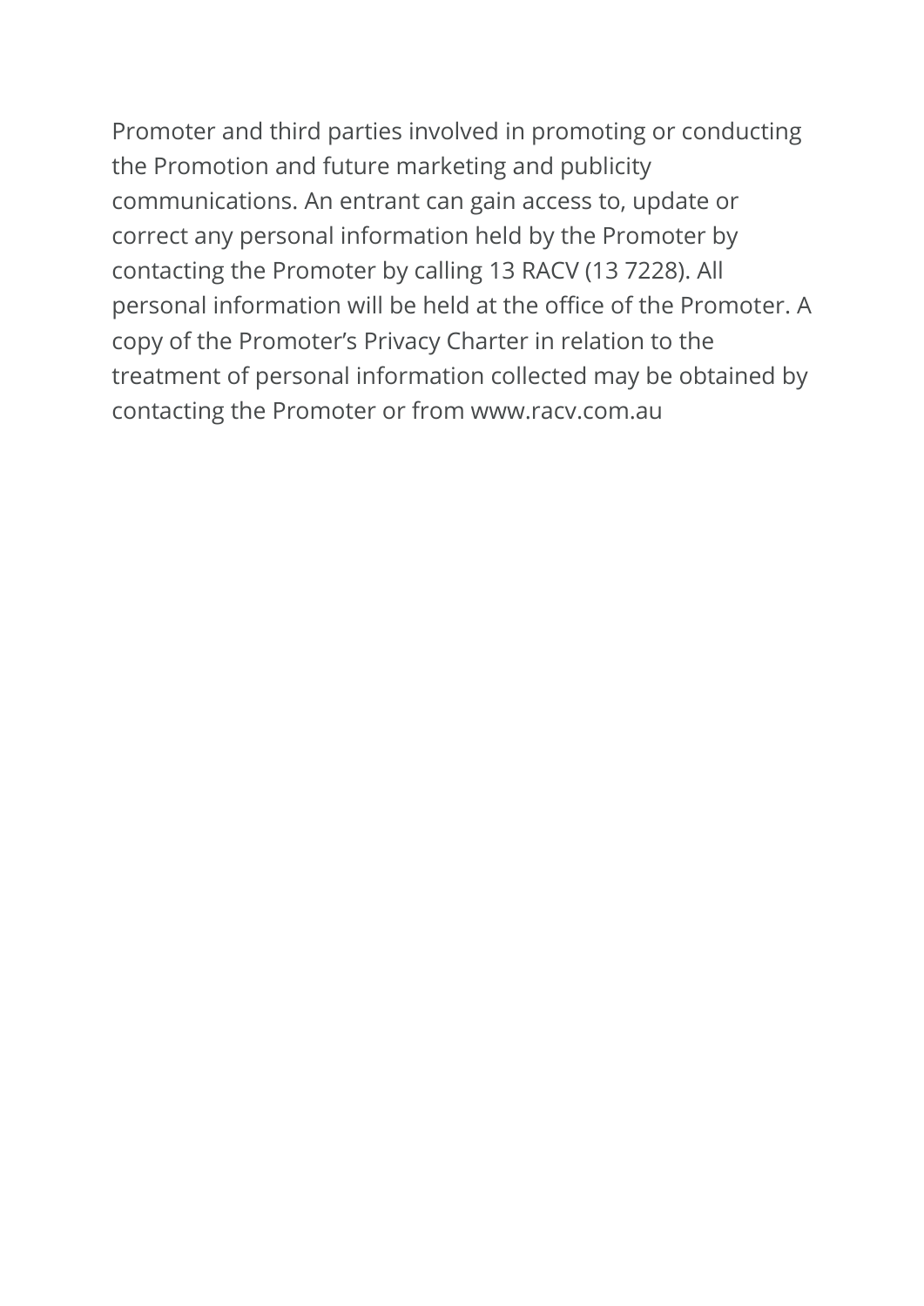Promoter and third parties involved in promoting or conducting the Promotion and future marketing and publicity communications. An entrant can gain access to, update or correct any personal information held by the Promoter by contacting the Promoter by calling 13 RACV (13 7228). All personal information will be held at the office of the Promoter. A copy of the Promoter's Privacy Charter in relation to the treatment of personal information collected may be obtained by contacting the Promoter or from www.racv.com.au